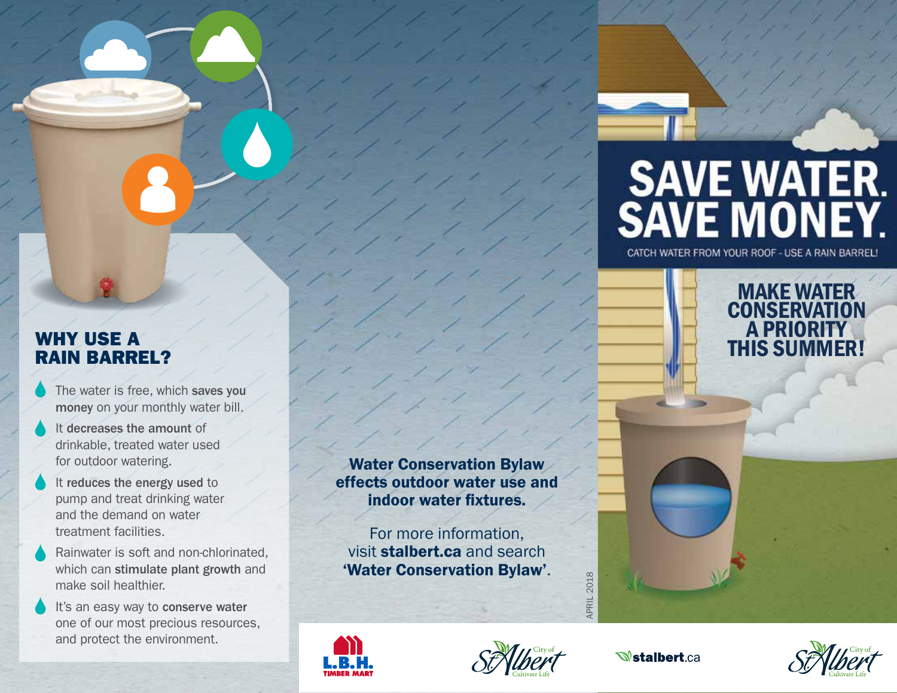## WHY USE A RAIN BARREL?

- The water is free, which **saves you money** on your monthly water bill.
- It **decreases the amount** of drinkable, treated water used for outdoor watering.
- It **reduces the energy used** to pump and treat drinking water and the demand on water treatment facilities.
- Rainwater is soft and non-chlorinated, which can **stimulate plant growth** and make soil healthier.
- It's an easy way to **conserve water** one of our most precious resources, and protect the environment.

**Water Conservation Bylaw effects outdoor water use and indoor water fixtures.**

For more information, visit **stalbert.ca** and search **'Water Conservation Bylaw'**.

APRIL 2018

L.B.H. TIMBER MART

City of St. Albert Cultivate Life

# SAVE WATER. SAVE MONEY.

CATCH WATER FROM YOUR ROOF - USE A RAIN BARREL!

## MAKE WATER CONSERVATION A PRIORITY THIS SUMMER!

stalbert.ca

City of St. Albert Cultivate Life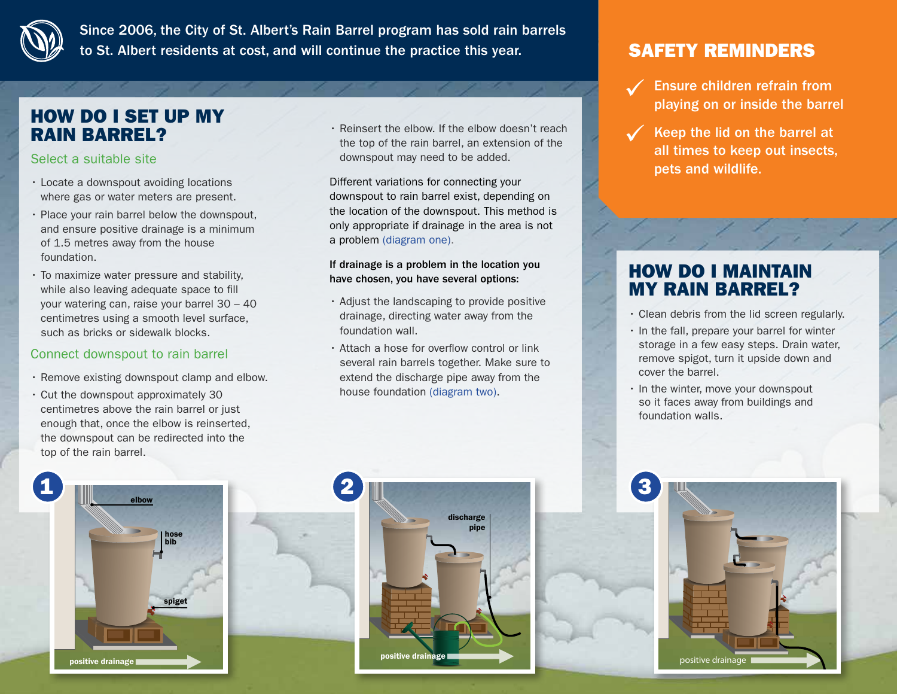Since 2006, the City of St. Albert's Rain Barrel program has sold rain barrels to St. Albert residents at cost, and will continue the practice this year.

## HOW DO I SET UP MY RAIN BARREL?

### Select a suitable site

- Locate a downspout avoiding locations where gas or water meters are present.
- Place your rain barrel below the downspout, and ensure positive drainage is a minimum of 1.5 metres away from the house foundation.
- To maximize water pressure and stability, while also leaving adequate space to fill your watering can, raise your barrel 30 – 40 centimetres using a smooth level surface, such as bricks or sidewalk blocks.

### Connect downspout to rain barrel

- Remove existing downspout clamp and elbow.
- Cut the downspout approximately 30 centimetres above the rain barrel or just enough that, once the elbow is reinserted, the downspout can be redirected into the top of the rain barrel.
- Reinsert the elbow. If the elbow doesn't reach the top of the rain barrel, an extension of the downspout may need to be added.

Different variations for connecting your downspout to rain barrel exist, depending on the location of the downspout. This method is only appropriate if drainage in the area is not a problem (diagram one).

**If drainage is a problem in the location you have chosen, you have several options:**

- Adjust the landscaping to provide positive drainage, directing water away from the foundation wall.
- Attach a hose for overflow control or link several rain barrels together. Make sure to extend the discharge pipe away from the house foundation (diagram two).

## SAFETY REMINDERS

- ✓ Ensure children refrain from playing on or inside the barrel
- ✓ Keep the lid on the barrel at all times to keep out insects, pets and wildlife.

## HOW DO I MAINTAIN MY RAIN BARREL?

- Clean debris from the lid screen regularly.
- In the fall, prepare your barrel for winter storage in a few easy steps. Drain water, remove spigot, turn it upside down and cover the barrel.
- In the winter, move your downspout so it faces away from buildings and foundation walls.

1

elbow

hose bib

spiget

positive drainage

2

discharge pipe

positive drainage

3

positive drainage